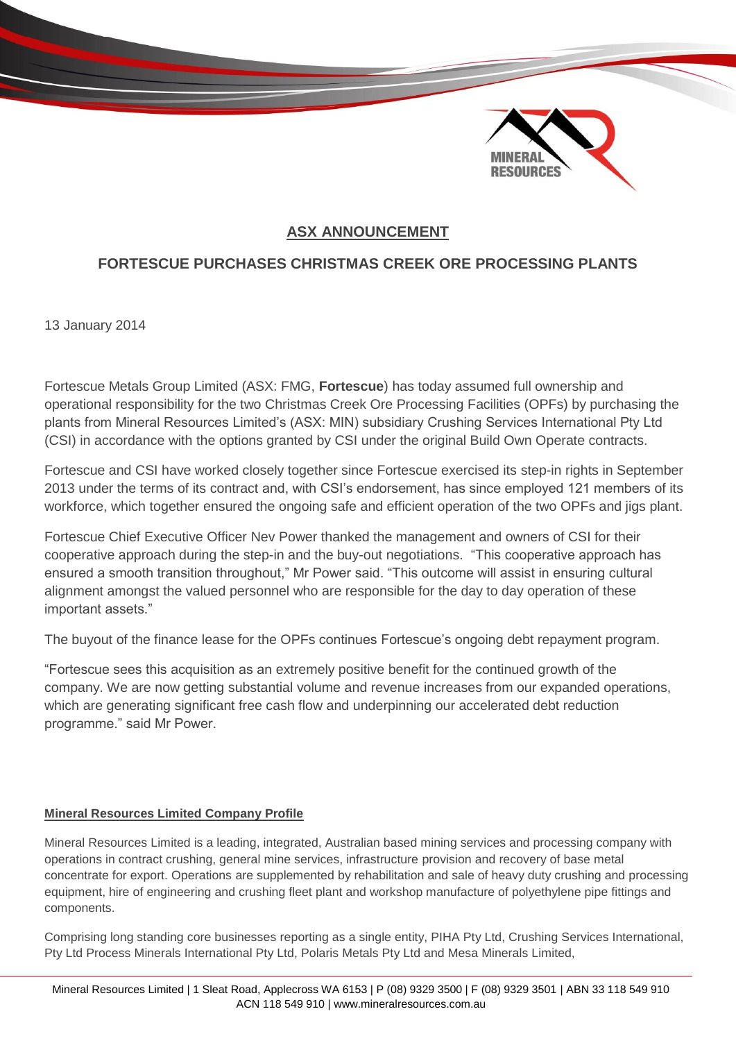## ASX ANNOUNCEMENT

## FORTESCUE PURCHASES CHRISTMAS CREEK ORE PROCESSING PLANTS

13 January 2014

Fortescue Metals Group Limited (ASX: FMG, **Fortescue**) has today assumed full ownership and operational responsibility for the two Christmas Creek Ore Processing Facilities (OPFs) by purchasing the plants from Mineral Resources Limited's (ASX: MIN) subsidiary Crushing Services International Pty Ltd (CSI) in accordance with the options granted by CSI under the original Build Own Operate contracts.

Fortescue and CSI have worked closely together since Fortescue exercised its step-in rights in September 2013 under the terms of its contract and, with CSI's endorsement, has since employed 121 members of its workforce, which together ensured the ongoing safe and efficient operation of the two OPFs and jigs plant.

Fortescue Chief Executive Officer Nev Power thanked the management and owners of CSI for their cooperative approach during the step-in and the buy-out negotiations. "This cooperative approach has ensured a smooth transition throughout," Mr Power said. "This outcome will assist in ensuring cultural alignment amongst the valued personnel who are responsible for the day to day operation of these important assets."

The buyout of the finance lease for the OPFs continues Fortescue's ongoing debt repayment program.

"Fortescue sees this acquisition as an extremely positive benefit for the continued growth of the company. We are now getting substantial volume and revenue increases from our expanded operations, which are generating significant free cash flow and underpinning our accelerated debt reduction programme." said Mr Power.

### Mineral Resources Limited Company Profile

Mineral Resources Limited is a leading, integrated, Australian based mining services and processing company with operations in contract crushing, general mine services, infrastructure provision and recovery of base metal concentrate for export. Operations are supplemented by rehabilitation and sale of heavy duty crushing and processing equipment, hire of engineering and crushing fleet plant and workshop manufacture of polyethylene pipe fittings and components.

Comprising long standing core businesses reporting as a single entity, PIHA Pty Ltd, Crushing Services International, Pty Ltd Process Minerals International Pty Ltd, Polaris Metals Pty Ltd and Mesa Minerals Limited,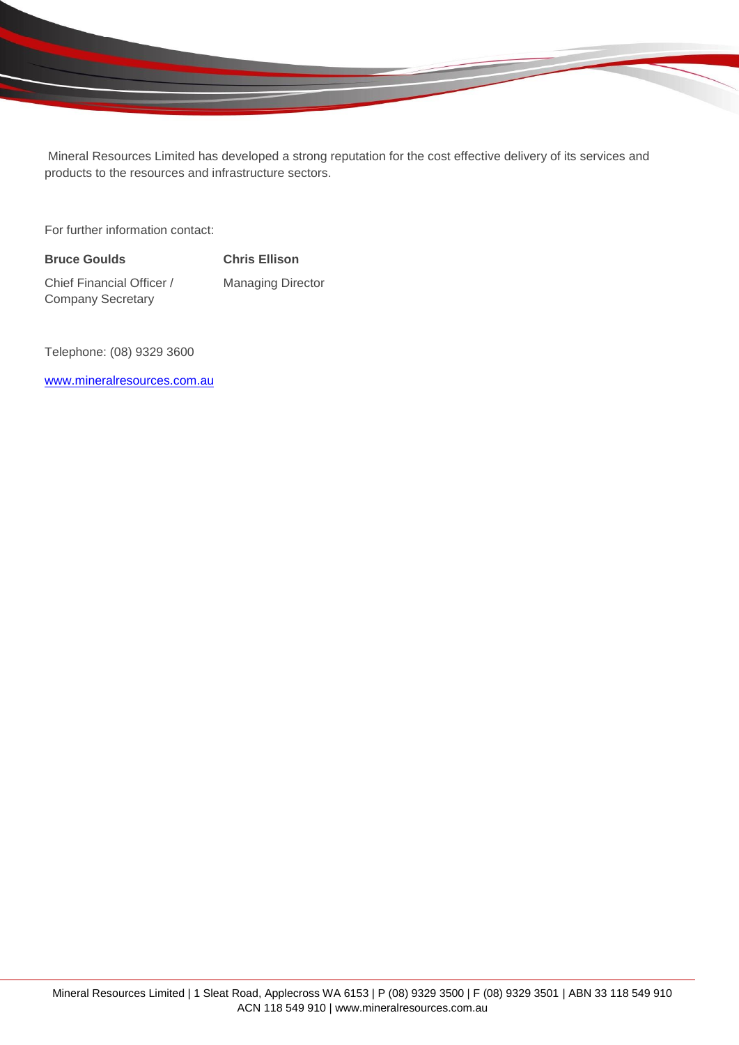Mineral Resources Limited has developed a strong reputation for the cost effective delivery of its services and products to the resources and infrastructure sectors.

For further information contact:

**Bruce Goulds**
Chief Financial Officer / Company Secretary

**Chris Ellison**
Managing Director

Telephone: (08) 9329 3600

www.mineralresources.com.au